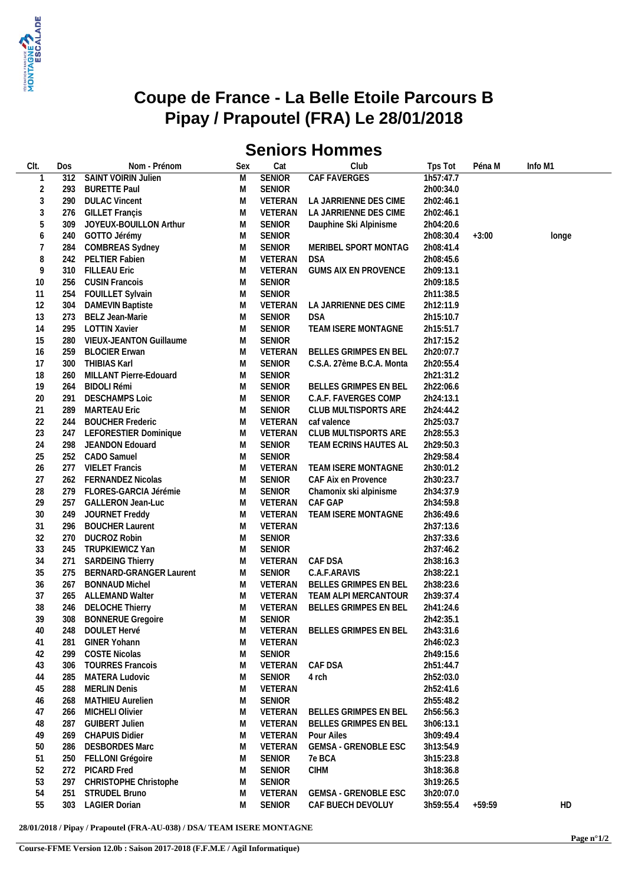# Coupe de France - La Belle Etoile Parcours B
# Pipay / Prapoutel (FRA) Le 28/01/2018

## Seniors Hommes

| Clt. | Dos | Nom - Prénom | Sex | Cat | Club | Tps Tot | Péna M | Info M1 |
|---|---|---|---|---|---|---|---|---|
| 1 | 312 | SAINT VOIRIN Julien | M | SENIOR | CAF FAVERGES | 1h57:47.7 | | |
| 2 | 293 | BURETTE Paul | M | SENIOR | | 2h00:34.0 | | |
| 3 | 290 | DULAC Vincent | M | VETERAN | LA JARRIENNE DES CIME | 2h02:46.1 | | |
| 3 | 276 | GILLET Françis | M | VETERAN | LA JARRIENNE DES CIME | 2h02:46.1 | | |
| 5 | 309 | JOYEUX-BOUILLON Arthur | M | SENIOR | Dauphine Ski Alpinisme | 2h04:20.6 | | |
| 6 | 240 | GOTTO Jérémy | M | SENIOR | | 2h08:30.4 | +3:00 | longe |
| 7 | 284 | COMBREAS Sydney | M | SENIOR | MERIBEL SPORT MONTAG | 2h08:41.4 | | |
| 8 | 242 | PELTIER Fabien | M | VETERAN | DSA | 2h08:45.6 | | |
| 9 | 310 | FILLEAU Eric | M | VETERAN | GUMS AIX EN PROVENCE | 2h09:13.1 | | |
| 10 | 256 | CUSIN Francois | M | SENIOR | | 2h09:18.5 | | |
| 11 | 254 | FOUILLET Sylvain | M | SENIOR | | 2h11:38.5 | | |
| 12 | 304 | DAMEVIN Baptiste | M | VETERAN | LA JARRIENNE DES CIME | 2h12:11.9 | | |
| 13 | 273 | BELZ Jean-Marie | M | SENIOR | DSA | 2h15:10.7 | | |
| 14 | 295 | LOTTIN Xavier | M | SENIOR | TEAM ISERE MONTAGNE | 2h15:51.7 | | |
| 15 | 280 | VIEUX-JEANTON Guillaume | M | SENIOR | | 2h17:15.2 | | |
| 16 | 259 | BLOCIER Erwan | M | VETERAN | BELLES GRIMPES EN BEL | 2h20:07.7 | | |
| 17 | 300 | THIBIAS Karl | M | SENIOR | C.S.A. 27ème B.C.A. Monta | 2h20:55.4 | | |
| 18 | 260 | MILLANT Pierre-Edouard | M | SENIOR | | 2h21:31.2 | | |
| 19 | 264 | BIDOLI Rémi | M | SENIOR | BELLES GRIMPES EN BEL | 2h22:06.6 | | |
| 20 | 291 | DESCHAMPS Loic | M | SENIOR | C.A.F. FAVERGES COMP | 2h24:13.1 | | |
| 21 | 289 | MARTEAU Eric | M | SENIOR | CLUB MULTISPORTS ARE | 2h24:44.2 | | |
| 22 | 244 | BOUCHER Frederic | M | VETERAN | caf valence | 2h25:03.7 | | |
| 23 | 247 | LEFORESTIER Dominique | M | VETERAN | CLUB MULTISPORTS ARE | 2h28:55.3 | | |
| 24 | 298 | JEANDON Edouard | M | SENIOR | TEAM ECRINS HAUTES AL | 2h29:50.3 | | |
| 25 | 252 | CADO Samuel | M | SENIOR | | 2h29:58.4 | | |
| 26 | 277 | VIELET Francis | M | VETERAN | TEAM ISERE MONTAGNE | 2h30:01.2 | | |
| 27 | 262 | FERNANDEZ Nicolas | M | SENIOR | CAF Aix en Provence | 2h30:23.7 | | |
| 28 | 279 | FLORES-GARCIA Jérémie | M | SENIOR | Chamonix ski alpinisme | 2h34:37.9 | | |
| 29 | 257 | GALLERON Jean-Luc | M | VETERAN | CAF GAP | 2h34:59.8 | | |
| 30 | 249 | JOURNET Freddy | M | VETERAN | TEAM ISERE MONTAGNE | 2h36:49.6 | | |
| 31 | 296 | BOUCHER Laurent | M | VETERAN | | 2h37:13.6 | | |
| 32 | 270 | DUCROZ Robin | M | SENIOR | | 2h37:33.6 | | |
| 33 | 245 | TRUPKIEWICZ Yan | M | SENIOR | | 2h37:46.2 | | |
| 34 | 271 | SARDEING Thierry | M | VETERAN | CAF DSA | 2h38:16.3 | | |
| 35 | 275 | BERNARD-GRANGER Laurent | M | SENIOR | C.A.F.ARAVIS | 2h38:22.1 | | |
| 36 | 267 | BONNAUD Michel | M | VETERAN | BELLES GRIMPES EN BEL | 2h38:23.6 | | |
| 37 | 265 | ALLEMAND Walter | M | VETERAN | TEAM ALPI MERCANTOUR | 2h39:37.4 | | |
| 38 | 246 | DELOCHE Thierry | M | VETERAN | BELLES GRIMPES EN BEL | 2h41:24.6 | | |
| 39 | 308 | BONNERUE Gregoire | M | SENIOR | | 2h42:35.1 | | |
| 40 | 248 | DOULET Hervé | M | VETERAN | BELLES GRIMPES EN BEL | 2h43:31.6 | | |
| 41 | 281 | GINER Yohann | M | VETERAN | | 2h46:02.3 | | |
| 42 | 299 | COSTE Nicolas | M | SENIOR | | 2h49:15.6 | | |
| 43 | 306 | TOURRES Francois | M | VETERAN | CAF DSA | 2h51:44.7 | | |
| 44 | 285 | MATERA Ludovic | M | SENIOR | 4 rch | 2h52:03.0 | | |
| 45 | 288 | MERLIN Denis | M | VETERAN | | 2h52:41.6 | | |
| 46 | 268 | MATHIEU Aurelien | M | SENIOR | | 2h55:48.2 | | |
| 47 | 266 | MICHELI Olivier | M | VETERAN | BELLES GRIMPES EN BEL | 2h56:56.3 | | |
| 48 | 287 | GUIBERT Julien | M | VETERAN | BELLES GRIMPES EN BEL | 3h06:13.1 | | |
| 49 | 269 | CHAPUIS Didier | M | VETERAN | Pour Ailes | 3h09:49.4 | | |
| 50 | 286 | DESBORDES Marc | M | VETERAN | GEMSA - GRENOBLE ESC | 3h13:54.9 | | |
| 51 | 250 | FELLONI Grégoire | M | SENIOR | 7e BCA | 3h15:23.8 | | |
| 52 | 272 | PICARD Fred | M | SENIOR | CIHM | 3h18:36.8 | | |
| 53 | 297 | CHRISTOPHE Christophe | M | SENIOR | | 3h19:26.5 | | |
| 54 | 251 | STRUDEL Bruno | M | VETERAN | GEMSA - GRENOBLE ESC | 3h20:07.0 | | |
| 55 | 303 | LAGIER Dorian | M | SENIOR | CAF BUECH DEVOLUY | 3h59:55.4 | +59:59 | HD |

**28/01/2018 / Pipay / Prapoutel (FRA-AU-038) / DSA/ TEAM ISERE MONTAGNE**

**Course-FFME Version 12.0b : Saison 2017-2018 (F.F.M.E / Agil Informatique)**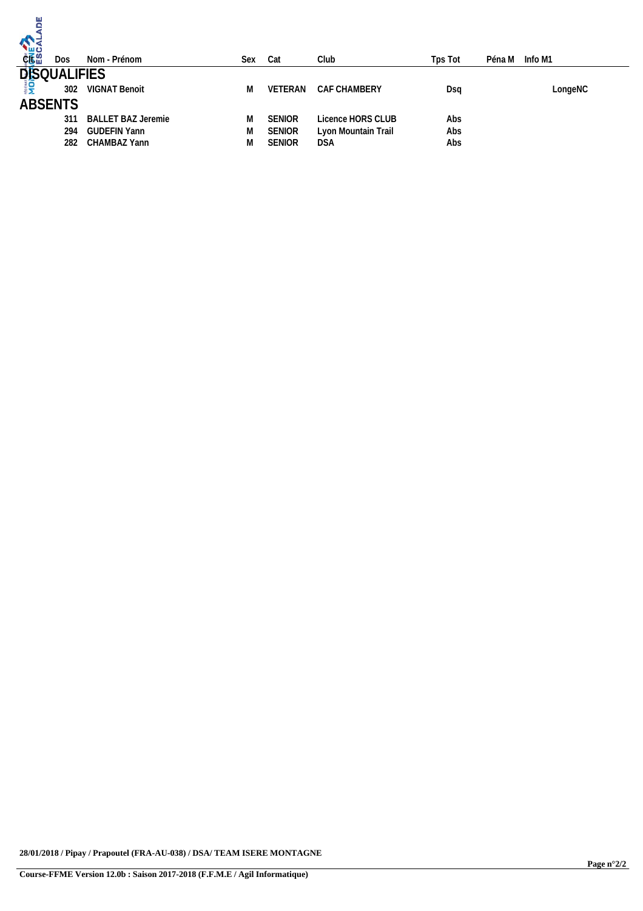| Clt | Dos | Nom - Prénom | Sex | Cat | Club | Tps Tot | Péna M | Info M1 |
| --- | --- | --- | --- | --- | --- | --- | --- | --- |
| **DISQUALIFIES** | | | | | | | | |
| | 302 | VIGNAT Benoit | M | VETERAN | CAF CHAMBERY | Dsq | | LongeNC |
| **ABSENTS** | | | | | | | | |
| | 311 | BALLET BAZ Jeremie | M | SENIOR | Licence HORS CLUB | Abs | | |
| | 294 | GUDEFIN Yann | M | SENIOR | Lyon Mountain Trail | Abs | | |
| | 282 | CHAMBAZ Yann | M | SENIOR | DSA | Abs | | |

**28/01/2018 / Pipay / Prapoutel (FRA-AU-038) / DSA/ TEAM ISERE MONTAGNE**

**Course-FFME Version 12.0b : Saison 2017-2018 (F.F.M.E / Agil Informatique)**